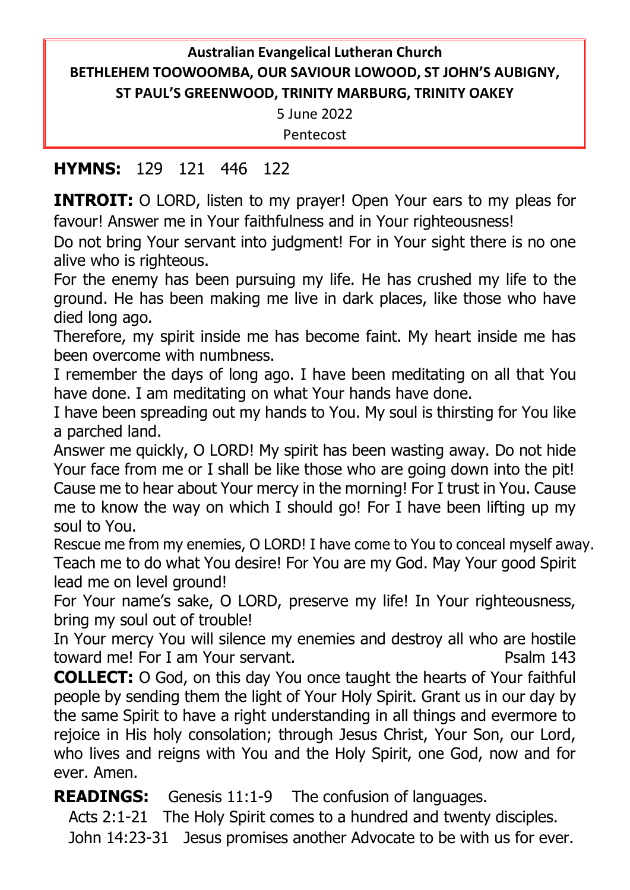**Australian Evangelical Lutheran Church**
**BETHLEHEM TOOWOOMBA, OUR SAVIOUR LOWOOD, ST JOHN'S AUBIGNY, ST PAUL'S GREENWOOD, TRINITY MARBURG, TRINITY OAKEY**

5 June 2022

Pentecost

**HYMNS:** 129 121 446 122

**INTROIT:** O LORD, listen to my prayer! Open Your ears to my pleas for favour! Answer me in Your faithfulness and in Your righteousness!
Do not bring Your servant into judgment! For in Your sight there is no one alive who is righteous.
For the enemy has been pursuing my life. He has crushed my life to the ground. He has been making me live in dark places, like those who have died long ago.
Therefore, my spirit inside me has become faint. My heart inside me has been overcome with numbness.
I remember the days of long ago. I have been meditating on all that You have done. I am meditating on what Your hands have done.
I have been spreading out my hands to You. My soul is thirsting for You like a parched land.
Answer me quickly, O LORD! My spirit has been wasting away. Do not hide Your face from me or I shall be like those who are going down into the pit!
Cause me to hear about Your mercy in the morning! For I trust in You. Cause me to know the way on which I should go! For I have been lifting up my soul to You.
Rescue me from my enemies, O LORD! I have come to You to conceal myself away.
Teach me to do what You desire! For You are my God. May Your good Spirit lead me on level ground!
For Your name's sake, O LORD, preserve my life! In Your righteousness, bring my soul out of trouble!
In Your mercy You will silence my enemies and destroy all who are hostile toward me! For I am Your servant. Psalm 143

**COLLECT:** O God, on this day You once taught the hearts of Your faithful people by sending them the light of Your Holy Spirit. Grant us in our day by the same Spirit to have a right understanding in all things and evermore to rejoice in His holy consolation; through Jesus Christ, Your Son, our Lord, who lives and reigns with You and the Holy Spirit, one God, now and for ever. Amen.

**READINGS:** Genesis 11:1-9 The confusion of languages.
Acts 2:1-21 The Holy Spirit comes to a hundred and twenty disciples.
John 14:23-31 Jesus promises another Advocate to be with us for ever.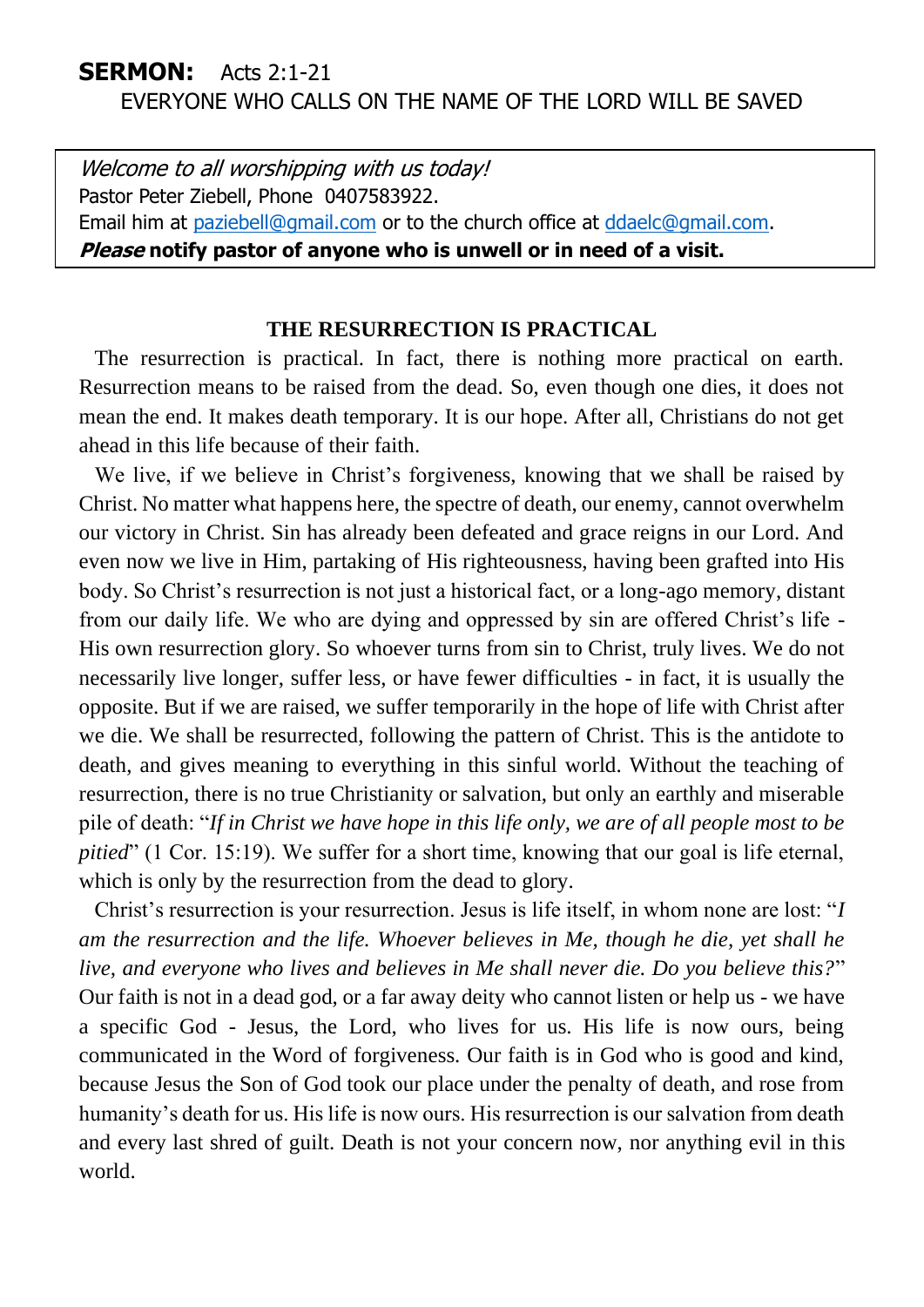**SERMON:** Acts 2:1-21

EVERYONE WHO CALLS ON THE NAME OF THE LORD WILL BE SAVED

*Welcome to all worshipping with us today!*
Pastor Peter Ziebell, Phone 0407583922.
Email him at paziebell@gmail.com or to the church office at ddaelc@gmail.com.
***Please*** **notify pastor of anyone who is unwell or in need of a visit.**

## THE RESURRECTION IS PRACTICAL

The resurrection is practical. In fact, there is nothing more practical on earth. Resurrection means to be raised from the dead. So, even though one dies, it does not mean the end. It makes death temporary. It is our hope. After all, Christians do not get ahead in this life because of their faith.

We live, if we believe in Christ's forgiveness, knowing that we shall be raised by Christ. No matter what happens here, the spectre of death, our enemy, cannot overwhelm our victory in Christ. Sin has already been defeated and grace reigns in our Lord. And even now we live in Him, partaking of His righteousness, having been grafted into His body. So Christ's resurrection is not just a historical fact, or a long-ago memory, distant from our daily life. We who are dying and oppressed by sin are offered Christ's life - His own resurrection glory. So whoever turns from sin to Christ, truly lives. We do not necessarily live longer, suffer less, or have fewer difficulties - in fact, it is usually the opposite. But if we are raised, we suffer temporarily in the hope of life with Christ after we die. We shall be resurrected, following the pattern of Christ. This is the antidote to death, and gives meaning to everything in this sinful world. Without the teaching of resurrection, there is no true Christianity or salvation, but only an earthly and miserable pile of death: "*If in Christ we have hope in this life only, we are of all people most to be pitied*" (1 Cor. 15:19). We suffer for a short time, knowing that our goal is life eternal, which is only by the resurrection from the dead to glory.

Christ's resurrection is your resurrection. Jesus is life itself, in whom none are lost: "*I am the resurrection and the life. Whoever believes in Me, though he die, yet shall he live, and everyone who lives and believes in Me shall never die. Do you believe this?*" Our faith is not in a dead god, or a far away deity who cannot listen or help us - we have a specific God - Jesus, the Lord, who lives for us. His life is now ours, being communicated in the Word of forgiveness. Our faith is in God who is good and kind, because Jesus the Son of God took our place under the penalty of death, and rose from humanity's death for us. His life is now ours. His resurrection is our salvation from death and every last shred of guilt. Death is not your concern now, nor anything evil in this world.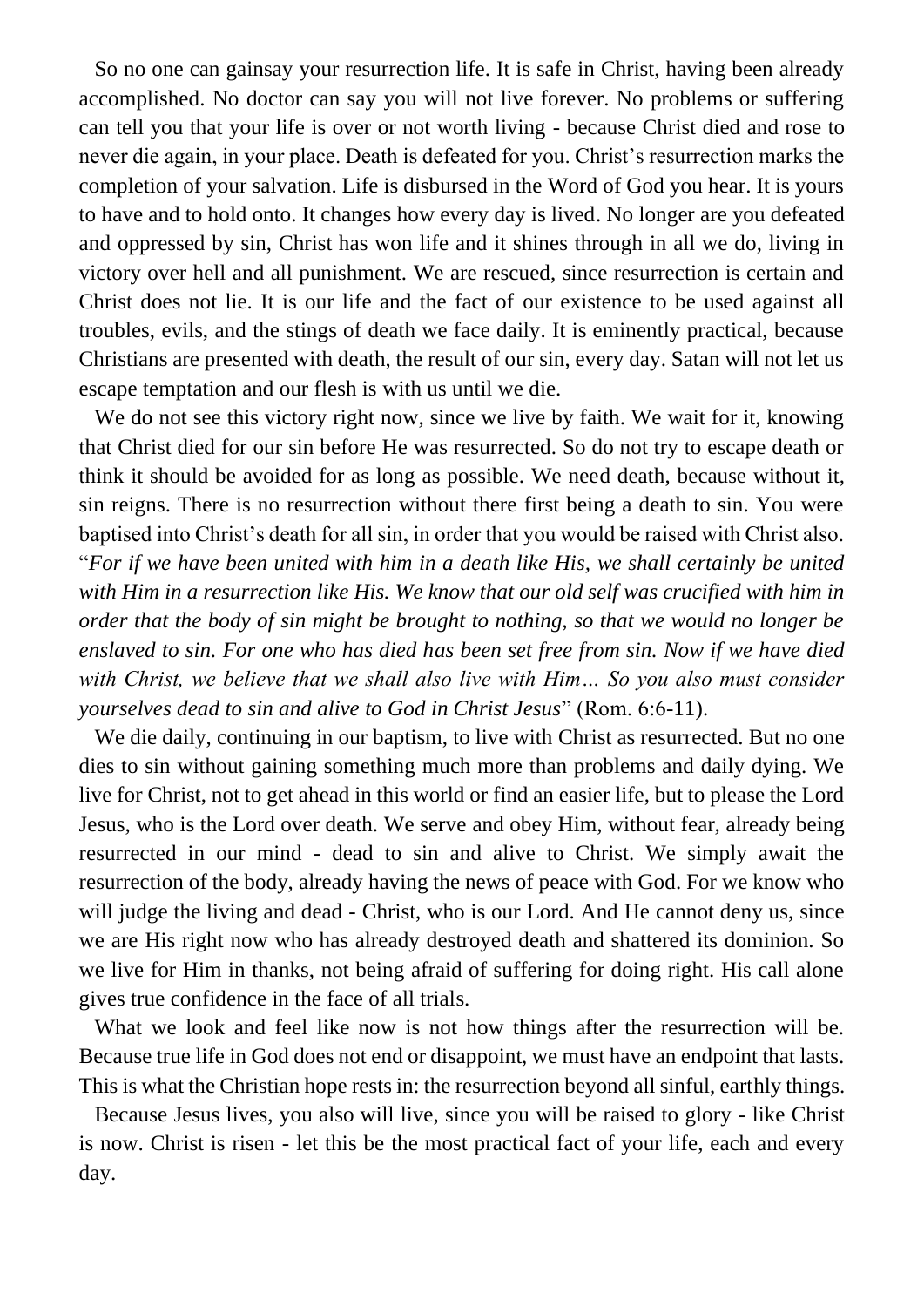So no one can gainsay your resurrection life. It is safe in Christ, having been already accomplished. No doctor can say you will not live forever. No problems or suffering can tell you that your life is over or not worth living - because Christ died and rose to never die again, in your place. Death is defeated for you. Christ's resurrection marks the completion of your salvation. Life is disbursed in the Word of God you hear. It is yours to have and to hold onto. It changes how every day is lived. No longer are you defeated and oppressed by sin, Christ has won life and it shines through in all we do, living in victory over hell and all punishment. We are rescued, since resurrection is certain and Christ does not lie. It is our life and the fact of our existence to be used against all troubles, evils, and the stings of death we face daily. It is eminently practical, because Christians are presented with death, the result of our sin, every day. Satan will not let us escape temptation and our flesh is with us until we die.

We do not see this victory right now, since we live by faith. We wait for it, knowing that Christ died for our sin before He was resurrected. So do not try to escape death or think it should be avoided for as long as possible. We need death, because without it, sin reigns. There is no resurrection without there first being a death to sin. You were baptised into Christ's death for all sin, in order that you would be raised with Christ also. "*For if we have been united with him in a death like His, we shall certainly be united with Him in a resurrection like His. We know that our old self was crucified with him in order that the body of sin might be brought to nothing, so that we would no longer be enslaved to sin. For one who has died has been set free from sin. Now if we have died with Christ, we believe that we shall also live with Him… So you also must consider yourselves dead to sin and alive to God in Christ Jesus*" (Rom. 6:6-11).

We die daily, continuing in our baptism, to live with Christ as resurrected. But no one dies to sin without gaining something much more than problems and daily dying. We live for Christ, not to get ahead in this world or find an easier life, but to please the Lord Jesus, who is the Lord over death. We serve and obey Him, without fear, already being resurrected in our mind - dead to sin and alive to Christ. We simply await the resurrection of the body, already having the news of peace with God. For we know who will judge the living and dead - Christ, who is our Lord. And He cannot deny us, since we are His right now who has already destroyed death and shattered its dominion. So we live for Him in thanks, not being afraid of suffering for doing right. His call alone gives true confidence in the face of all trials.

What we look and feel like now is not how things after the resurrection will be. Because true life in God does not end or disappoint, we must have an endpoint that lasts. This is what the Christian hope rests in: the resurrection beyond all sinful, earthly things.

Because Jesus lives, you also will live, since you will be raised to glory - like Christ is now. Christ is risen - let this be the most practical fact of your life, each and every day.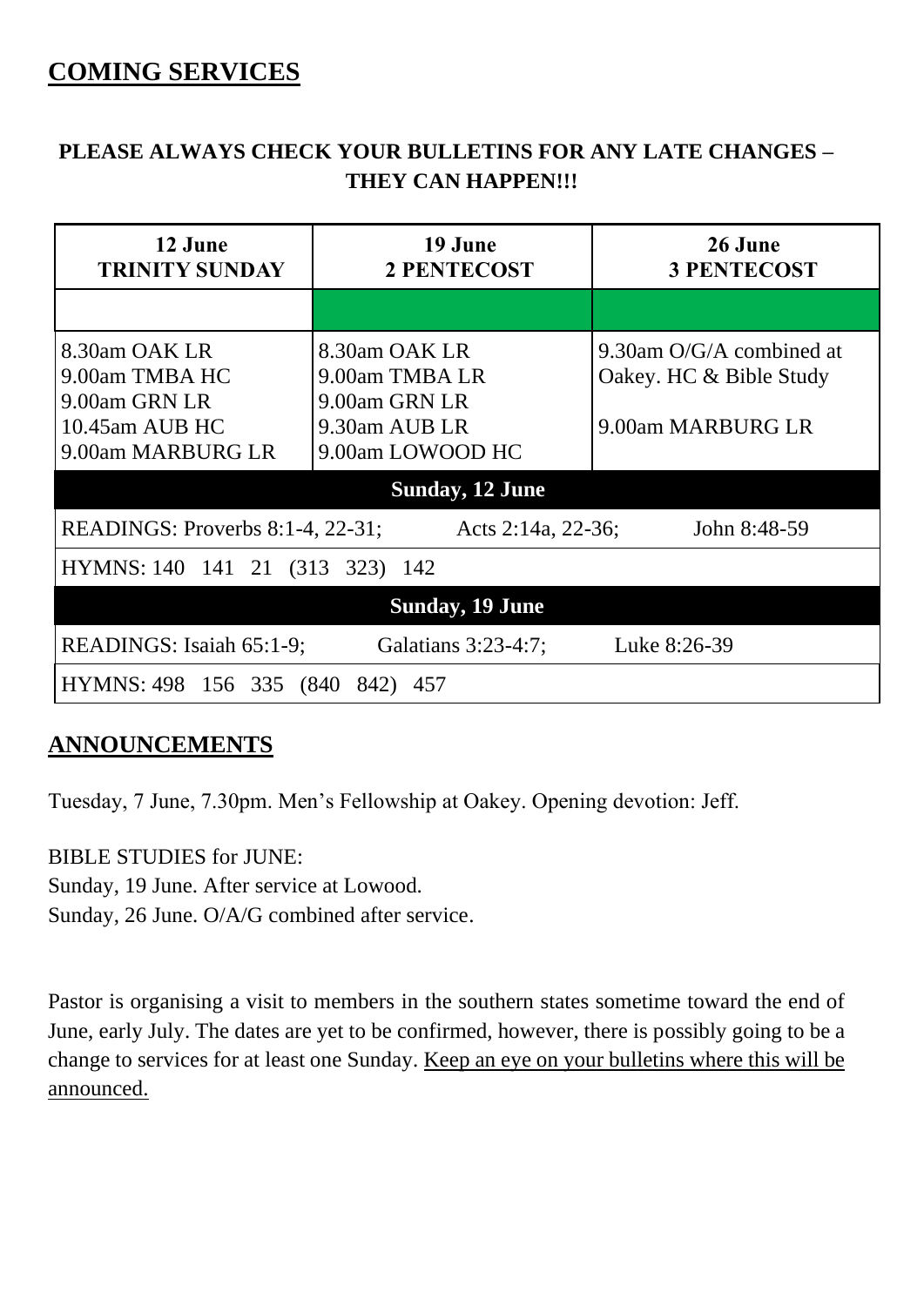## COMING SERVICES

**PLEASE ALWAYS CHECK YOUR BULLETINS FOR ANY LATE CHANGES – THEY CAN HAPPEN!!!**

| 12 June<br>TRINITY SUNDAY | 19 June<br>2 PENTECOST | 26 June<br>3 PENTECOST |
|---|---|---|
| | | |
| 8.30am OAK LR<br>9.00am TMBA HC<br>9.00am GRN LR<br>10.45am AUB HC<br>9.00am MARBURG LR | 8.30am OAK LR<br>9.00am TMBA LR<br>9.00am GRN LR<br>9.30am AUB LR<br>9.00am LOWOOD HC | 9.30am O/G/A combined at Oakey. HC & Bible Study<br><br>9.00am MARBURG LR |

| Sunday, 12 June | | |
|---|---|---|
| READINGS: Proverbs 8:1-4, 22-31; | Acts 2:14a, 22-36; | John 8:48-59 |
| HYMNS: 140 141 21 (313 323) 142 | | |

| Sunday, 19 June | | |
|---|---|---|
| READINGS: Isaiah 65:1-9; | Galatians 3:23-4:7; | Luke 8:26-39 |
| HYMNS: 498 156 335 (840 842) 457 | | |

## ANNOUNCEMENTS

Tuesday, 7 June, 7.30pm. Men's Fellowship at Oakey. Opening devotion: Jeff.

BIBLE STUDIES for JUNE:
Sunday, 19 June. After service at Lowood.
Sunday, 26 June. O/A/G combined after service.

Pastor is organising a visit to members in the southern states sometime toward the end of June, early July. The dates are yet to be confirmed, however, there is possibly going to be a change to services for at least one Sunday. Keep an eye on your bulletins where this will be announced.